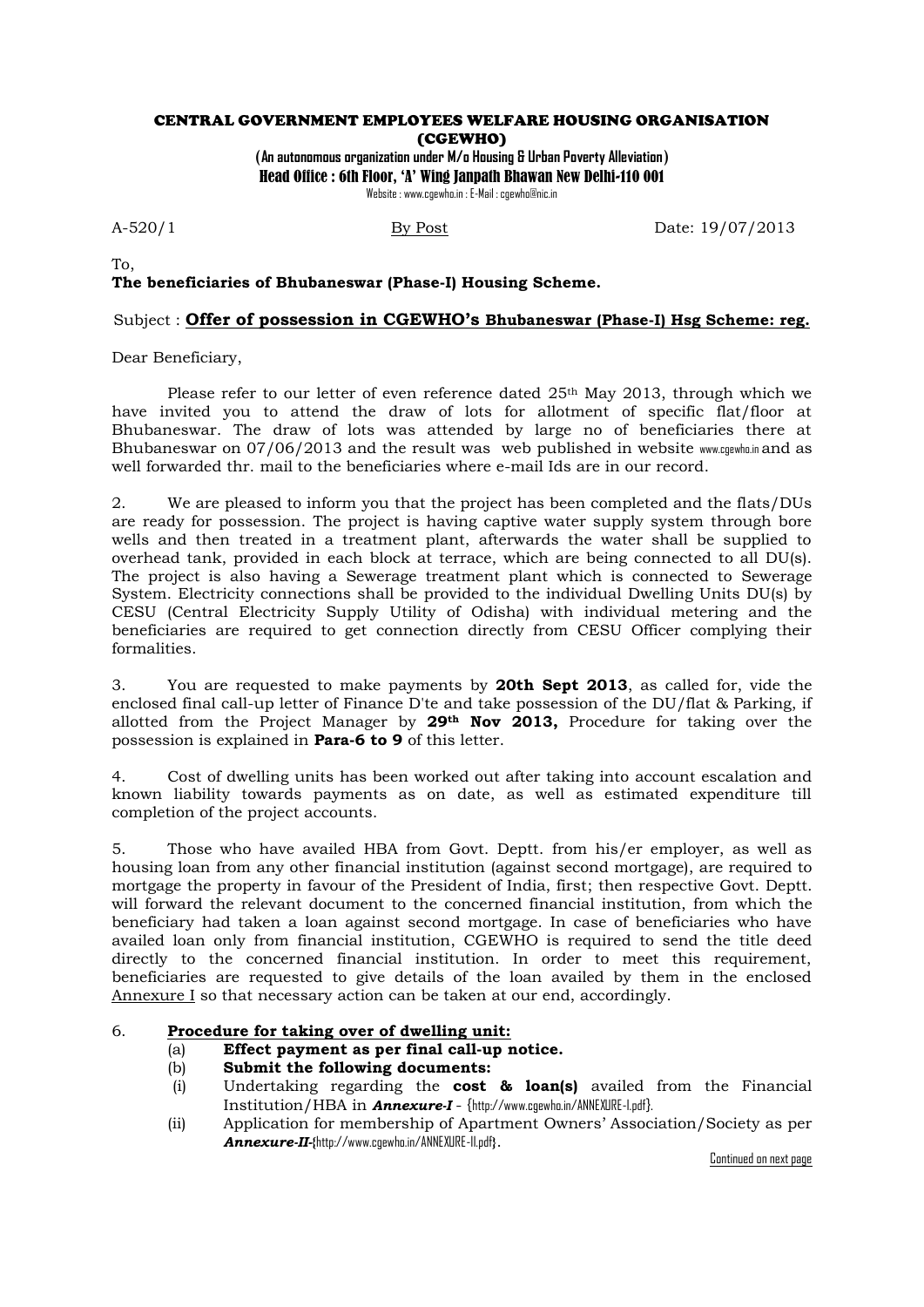# CENTRAL GOVERNMENT EMPLOYEES WELFARE HOUSING ORGANISATION (CGEWHO)

**(An autonomous organization under M/o Housing & Urban Poverty Alleviation)**

**Head Office : 6th Floor, 'A' Wing Janpath Bhawan New Delhi-110 001**

Website : www.cgewho.in : E-Mail : cgewho@nic.in

A-520/1 &nbsp;&nbsp;&nbsp;&nbsp;&nbsp;&nbsp;&nbsp;&nbsp; By Post &nbsp;&nbsp;&nbsp;&nbsp;&nbsp;&nbsp;&nbsp;&nbsp; Date: 19/07/2013

To,

**The beneficiaries of Bhubaneswar (Phase-I) Housing Scheme.**

Subject : **Offer of possession in CGEWHO's Bhubaneswar (Phase-I) Hsg Scheme: reg.**

Dear Beneficiary,

Please refer to our letter of even reference dated 25th May 2013, through which we have invited you to attend the draw of lots for allotment of specific flat/floor at Bhubaneswar. The draw of lots was attended by large no of beneficiaries there at Bhubaneswar on 07/06/2013 and the result was web published in website www.cgewho.in and as well forwarded thr. mail to the beneficiaries where e-mail Ids are in our record.

2. We are pleased to inform you that the project has been completed and the flats/DUs are ready for possession. The project is having captive water supply system through bore wells and then treated in a treatment plant, afterwards the water shall be supplied to overhead tank, provided in each block at terrace, which are being connected to all DU(s). The project is also having a Sewerage treatment plant which is connected to Sewerage System. Electricity connections shall be provided to the individual Dwelling Units DU(s) by CESU (Central Electricity Supply Utility of Odisha) with individual metering and the beneficiaries are required to get connection directly from CESU Officer complying their formalities.

3. You are requested to make payments by **20th Sept 2013**, as called for, vide the enclosed final call-up letter of Finance D'te and take possession of the DU/flat & Parking, if allotted from the Project Manager by **29th Nov 2013,** Procedure for taking over the possession is explained in **Para-6 to 9** of this letter.

4. Cost of dwelling units has been worked out after taking into account escalation and known liability towards payments as on date, as well as estimated expenditure till completion of the project accounts.

5. Those who have availed HBA from Govt. Deptt. from his/er employer, as well as housing loan from any other financial institution (against second mortgage), are required to mortgage the property in favour of the President of India, first; then respective Govt. Deptt. will forward the relevant document to the concerned financial institution, from which the beneficiary had taken a loan against second mortgage. In case of beneficiaries who have availed loan only from financial institution, CGEWHO is required to send the title deed directly to the concerned financial institution. In order to meet this requirement, beneficiaries are requested to give details of the loan availed by them in the enclosed Annexure I so that necessary action can be taken at our end, accordingly.

6. **Procedure for taking over of dwelling unit:**

(a) **Effect payment as per final call-up notice.**

(b) **Submit the following documents:**

(i) Undertaking regarding the **cost & loan(s)** availed from the Financial Institution/HBA in ***Annexure-I*** - {http://www.cgewho.in/ANNEXURE-I.pdf}.

(ii) Application for membership of Apartment Owners' Association/Society as per ***Annexure-II***-{http://www.cgewho.in/ANNEXURE-II.pdf}.

Continued on next page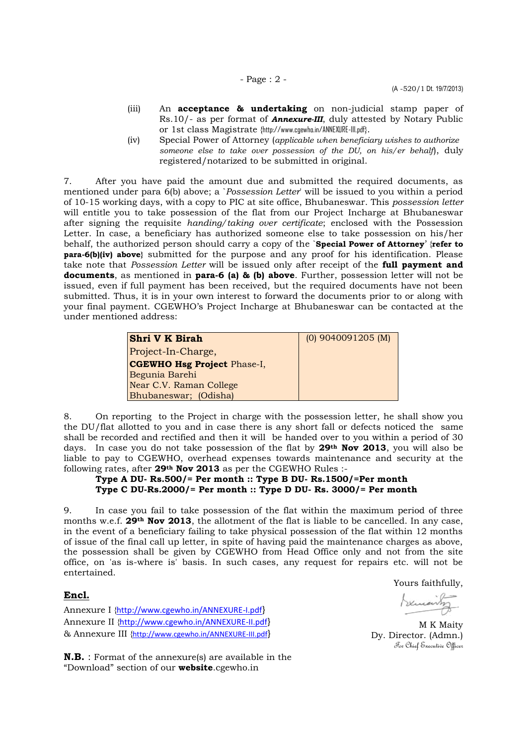(A -520/1 Dt. 19/7/2013)

(iii) An **acceptance & undertaking** on non-judicial stamp paper of Rs.10/- as per format of ***Annexure-III***, duly attested by Notary Public or 1st class Magistrate {http://www.cgewho.in/ANNEXURE-III.pdf}.

(iv) Special Power of Attorney (*applicable when beneficiary wishes to authorize someone else to take over possession of the DU, on his/er behalf*), duly registered/notarized to be submitted in original.

7. After you have paid the amount due and submitted the required documents, as mentioned under para 6(b) above; a `*Possession Letter*' will be issued to you within a period of 10-15 working days, with a copy to PIC at site office, Bhubaneswar. This *possession letter* will entitle you to take possession of the flat from our Project Incharge at Bhubaneswar after signing the requisite *handing/taking over certificate*; enclosed with the Possession Letter. In case, a beneficiary has authorized someone else to take possession on his/her behalf, the authorized person should carry a copy of the `**Special Power of Attorney**' {**refer to para-6(b)(iv) above**} submitted for the purpose and any proof for his identification. Please take note that *Possession Letter* will be issued only after receipt of the **full payment and documents**, as mentioned in **para-6 (a) & (b) above**. Further, possession letter will not be issued, even if full payment has been received, but the required documents have not been submitted. Thus, it is in your own interest to forward the documents prior to or along with your final payment. CGEWHO's Project Incharge at Bhubaneswar can be contacted at the under mentioned address:

| | |
|---|---|
| **Shri V K Birah**<br>Project-In-Charge,<br>**CGEWHO Hsg Project** Phase-I,<br>Begunia Barehi<br>Near C.V. Raman College<br>Bhubaneswar; (Odisha) | (0) 9040091205 (M) |

8. On reporting to the Project in charge with the possession letter, he shall show you the DU/flat allotted to you and in case there is any short fall or defects noticed the same shall be recorded and rectified and then it will be handed over to you within a period of 30 days. In case you do not take possession of the flat by **29th Nov 2013**, you will also be liable to pay to CGEWHO, overhead expenses towards maintenance and security at the following rates, after **29th Nov 2013** as per the CGEWHO Rules :-

**Type A DU- Rs.500/= Per month :: Type B DU- Rs.1500/=Per month**
**Type C DU-Rs.2000/= Per month :: Type D DU- Rs. 3000/= Per month**

9. In case you fail to take possession of the flat within the maximum period of three months w.e.f. **29th Nov 2013**, the allotment of the flat is liable to be cancelled. In any case, in the event of a beneficiary failing to take physical possession of the flat within 12 months of issue of the final call up letter, in spite of having paid the maintenance charges as above, the possession shall be given by CGEWHO from Head Office only and not from the site office, on 'as is-where is' basis. In such cases, any request for repairs etc. will not be entertained.

Yours faithfully,

M K Maity
Dy. Director. (Admn.)
For Chief Executive Officer

**Encl.**

Annexure I {http://www.cgewho.in/ANNEXURE-I.pdf}
Annexure II {http://www.cgewho.in/ANNEXURE-II.pdf}
& Annexure III {http://www.cgewho.in/ANNEXURE-III.pdf}

**N.B.** : Format of the annexure(s) are available in the "Download" section of our **website**.cgewho.in